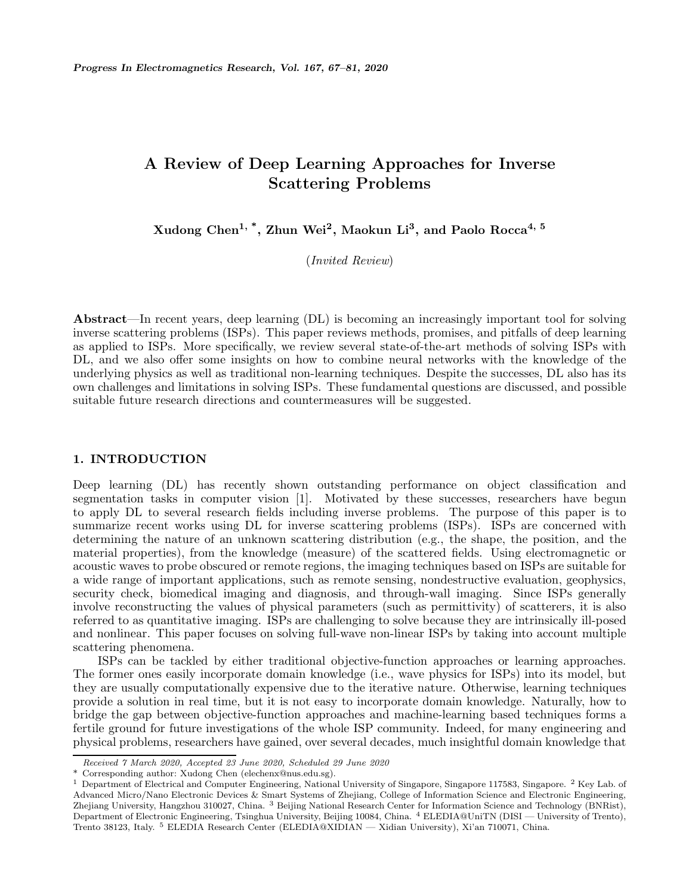# A Review of Deep Learning Approaches for Inverse Scattering Problems

**Xudong Chen[1, *], Zhun Wei[2], Maokun Li[3], and Paolo Rocca[4, 5]**

(*Invited Review*)

**Abstract**—In recent years, deep learning (DL) is becoming an increasingly important tool for solving inverse scattering problems (ISPs). This paper reviews methods, promises, and pitfalls of deep learning as applied to ISPs. More specifically, we review several state-of-the-art methods of solving ISPs with DL, and we also offer some insights on how to combine neural networks with the knowledge of the underlying physics as well as traditional non-learning techniques. Despite the successes, DL also has its own challenges and limitations in solving ISPs. These fundamental questions are discussed, and possible suitable future research directions and countermeasures will be suggested.

## 1. INTRODUCTION

Deep learning (DL) has recently shown outstanding performance on object classification and segmentation tasks in computer vision [1]. Motivated by these successes, researchers have begun to apply DL to several research fields including inverse problems. The purpose of this paper is to summarize recent works using DL for inverse scattering problems (ISPs). ISPs are concerned with determining the nature of an unknown scattering distribution (e.g., the shape, the position, and the material properties), from the knowledge (measure) of the scattered fields. Using electromagnetic or acoustic waves to probe obscured or remote regions, the imaging techniques based on ISPs are suitable for a wide range of important applications, such as remote sensing, nondestructive evaluation, geophysics, security check, biomedical imaging and diagnosis, and through-wall imaging. Since ISPs generally involve reconstructing the values of physical parameters (such as permittivity) of scatterers, it is also referred to as quantitative imaging. ISPs are challenging to solve because they are intrinsically ill-posed and nonlinear. This paper focuses on solving full-wave non-linear ISPs by taking into account multiple scattering phenomena.

ISPs can be tackled by either traditional objective-function approaches or learning approaches. The former ones easily incorporate domain knowledge (i.e., wave physics for ISPs) into its model, but they are usually computationally expensive due to the iterative nature. Otherwise, learning techniques provide a solution in real time, but it is not easy to incorporate domain knowledge. Naturally, how to bridge the gap between objective-function approaches and machine-learning based techniques forms a fertile ground for future investigations of the whole ISP community. Indeed, for many engineering and physical problems, researchers have gained, over several decades, much insightful domain knowledge that

*Received 7 March 2020, Accepted 23 June 2020, Scheduled 29 June 2020*

\* Corresponding author: Xudong Chen (elechenx@nus.edu.sg).

[1] Department of Electrical and Computer Engineering, National University of Singapore, Singapore 117583, Singapore. [2] Key Lab. of Advanced Micro/Nano Electronic Devices & Smart Systems of Zhejiang, College of Information Science and Electronic Engineering, Zhejiang University, Hangzhou 310027, China. [3] Beijing National Research Center for Information Science and Technology (BNRist), Department of Electronic Engineering, Tsinghua University, Beijing 10084, China. [4] ELEDIA@UniTN (DISI — University of Trento), Trento 38123, Italy. [5] ELEDIA Research Center (ELEDIA@XIDIAN — Xidian University), Xi'an 710071, China.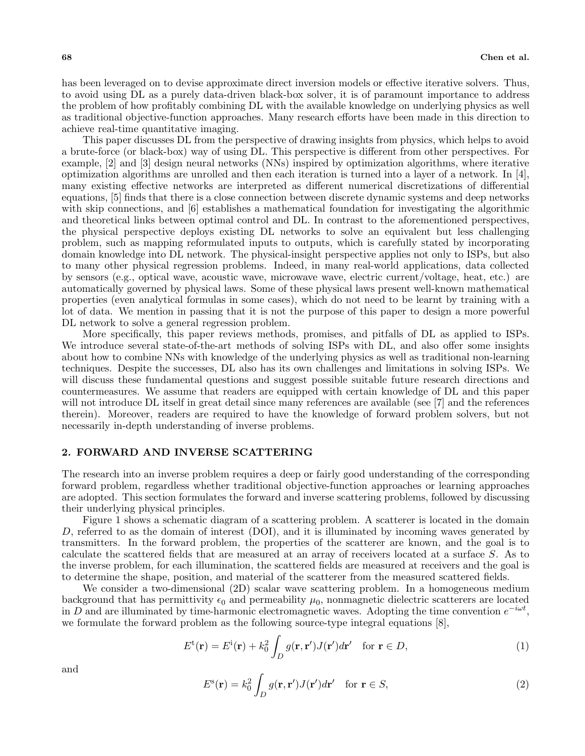has been leveraged on to devise approximate direct inversion models or effective iterative solvers. Thus, to avoid using DL as a purely data-driven black-box solver, it is of paramount importance to address the problem of how profitably combining DL with the available knowledge on underlying physics as well as traditional objective-function approaches. Many research efforts have been made in this direction to achieve real-time quantitative imaging.

This paper discusses DL from the perspective of drawing insights from physics, which helps to avoid a brute-force (or black-box) way of using DL. This perspective is different from other perspectives. For example, [2] and [3] design neural networks (NNs) inspired by optimization algorithms, where iterative optimization algorithms are unrolled and then each iteration is turned into a layer of a network. In [4], many existing effective networks are interpreted as different numerical discretizations of differential equations, [5] finds that there is a close connection between discrete dynamic systems and deep networks with skip connections, and [6] establishes a mathematical foundation for investigating the algorithmic and theoretical links between optimal control and DL. In contrast to the aforementioned perspectives, the physical perspective deploys existing DL networks to solve an equivalent but less challenging problem, such as mapping reformulated inputs to outputs, which is carefully stated by incorporating domain knowledge into DL network. The physical-insight perspective applies not only to ISPs, but also to many other physical regression problems. Indeed, in many real-world applications, data collected by sensors (e.g., optical wave, acoustic wave, microwave wave, electric current/voltage, heat, etc.) are automatically governed by physical laws. Some of these physical laws present well-known mathematical properties (even analytical formulas in some cases), which do not need to be learnt by training with a lot of data. We mention in passing that it is not the purpose of this paper to design a more powerful DL network to solve a general regression problem.

More specifically, this paper reviews methods, promises, and pitfalls of DL as applied to ISPs. We introduce several state-of-the-art methods of solving ISPs with DL, and also offer some insights about how to combine NNs with knowledge of the underlying physics as well as traditional non-learning techniques. Despite the successes, DL also has its own challenges and limitations in solving ISPs. We will discuss these fundamental questions and suggest possible suitable future research directions and countermeasures. We assume that readers are equipped with certain knowledge of DL and this paper will not introduce DL itself in great detail since many references are available (see [7] and the references therein). Moreover, readers are required to have the knowledge of forward problem solvers, but not necessarily in-depth understanding of inverse problems.

## 2. FORWARD AND INVERSE SCATTERING

The research into an inverse problem requires a deep or fairly good understanding of the corresponding forward problem, regardless whether traditional objective-function approaches or learning approaches are adopted. This section formulates the forward and inverse scattering problems, followed by discussing their underlying physical principles.

Figure 1 shows a schematic diagram of a scattering problem. A scatterer is located in the domain $D$, referred to as the domain of interest (DOI), and it is illuminated by incoming waves generated by transmitters. In the forward problem, the properties of the scatterer are known, and the goal is to calculate the scattered fields that are measured at an array of receivers located at a surface $S$. As to the inverse problem, for each illumination, the scattered fields are measured at receivers and the goal is to determine the shape, position, and material of the scatterer from the measured scattered fields.

We consider a two-dimensional (2D) scalar wave scattering problem. In a homogeneous medium background that has permittivity $\epsilon_0$ and permeability $\mu_0$, nonmagnetic dielectric scatterers are located in $D$ and are illuminated by time-harmonic electromagnetic waves. Adopting the time convention $e^{-i\omega t}$, we formulate the forward problem as the following source-type integral equations [8],

$$E^{\mathrm{t}}(\mathbf{r}) = E^{\mathrm{i}}(\mathbf{r}) + k_0^2 \int_D g(\mathbf{r}, \mathbf{r}') J(\mathbf{r}') d\mathbf{r}' \quad \text{for } \mathbf{r} \in D, \tag{1}$$

and

$$E^{\mathrm{s}}(\mathbf{r}) = k_0^2 \int_D g(\mathbf{r}, \mathbf{r}') J(\mathbf{r}') d\mathbf{r}' \quad \text{for } \mathbf{r} \in S, \tag{2}$$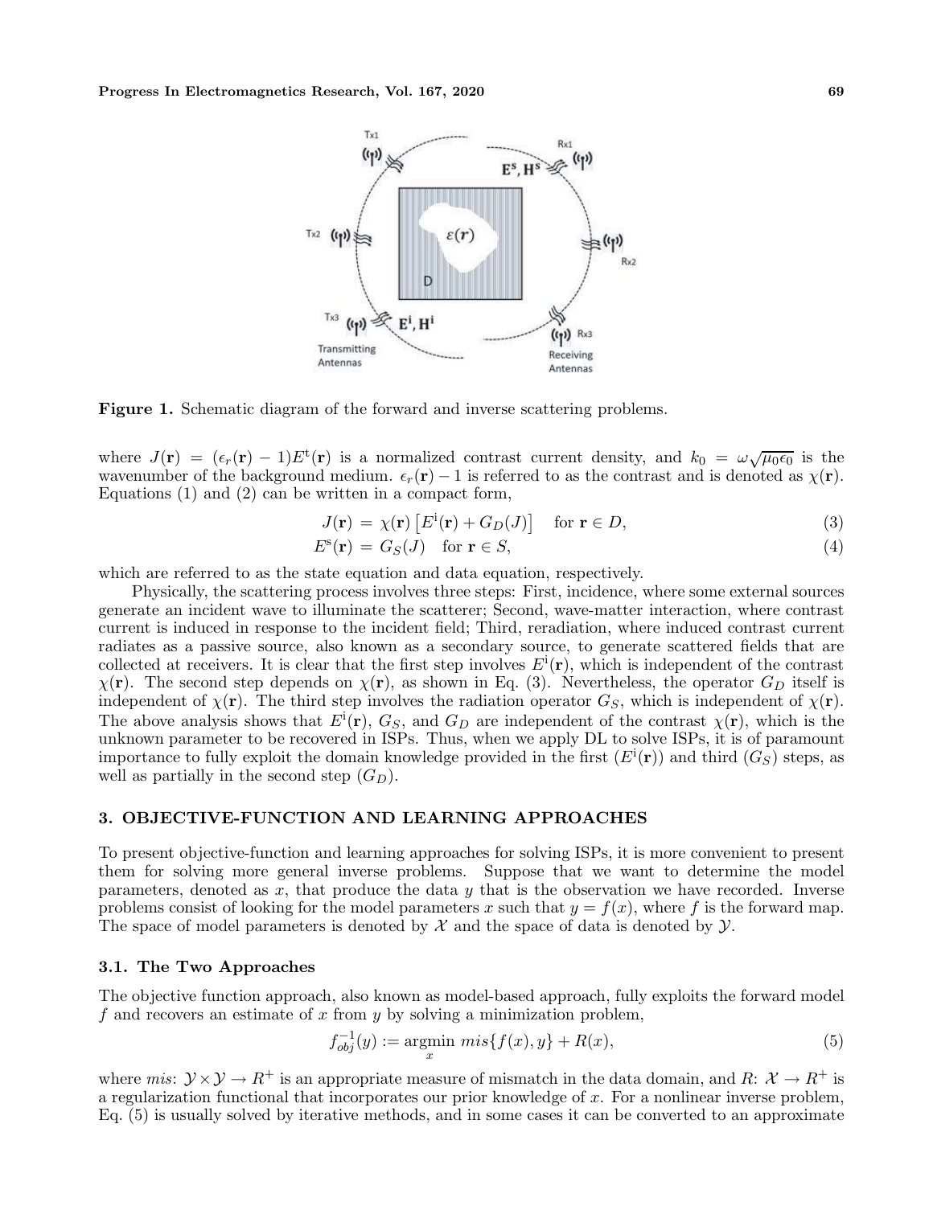**Figure 1.** Schematic diagram of the forward and inverse scattering problems.

where $J(\mathbf{r}) = (\epsilon_r(\mathbf{r}) - 1)E^{\mathrm{t}}(\mathbf{r})$ is a normalized contrast current density, and $k_0 = \omega\sqrt{\mu_0\epsilon_0}$ is the wavenumber of the background medium. $\epsilon_r(\mathbf{r}) - 1$ is referred to as the contrast and is denoted as $\chi(\mathbf{r})$. Equations (1) and (2) can be written in a compact form,

$$J(\mathbf{r}) = \chi(\mathbf{r})\left[E^{\mathrm{i}}(\mathbf{r}) + G_D(J)\right] \quad \text{for } \mathbf{r} \in D, \tag{3}$$

$$E^{\mathrm{s}}(\mathbf{r}) = G_S(J) \quad \text{for } \mathbf{r} \in S, \tag{4}$$

which are referred to as the state equation and data equation, respectively.

Physically, the scattering process involves three steps: First, incidence, where some external sources generate an incident wave to illuminate the scatterer; Second, wave-matter interaction, where contrast current is induced in response to the incident field; Third, reradiation, where induced contrast current radiates as a passive source, also known as a secondary source, to generate scattered fields that are collected at receivers. It is clear that the first step involves $E^{\mathrm{i}}(\mathbf{r})$, which is independent of the contrast $\chi(\mathbf{r})$. The second step depends on $\chi(\mathbf{r})$, as shown in Eq. (3). Nevertheless, the operator $G_D$ itself is independent of $\chi(\mathbf{r})$. The third step involves the radiation operator $G_S$, which is independent of $\chi(\mathbf{r})$. The above analysis shows that $E^{\mathrm{i}}(\mathbf{r})$, $G_S$, and $G_D$ are independent of the contrast $\chi(\mathbf{r})$, which is the unknown parameter to be recovered in ISPs. Thus, when we apply DL to solve ISPs, it is of paramount importance to fully exploit the domain knowledge provided in the first ($E^{\mathrm{i}}(\mathbf{r})$) and third ($G_S$) steps, as well as partially in the second step ($G_D$).

## 3. OBJECTIVE-FUNCTION AND LEARNING APPROACHES

To present objective-function and learning approaches for solving ISPs, it is more convenient to present them for solving more general inverse problems. Suppose that we want to determine the model parameters, denoted as $x$, that produce the data $y$ that is the observation we have recorded. Inverse problems consist of looking for the model parameters $x$ such that $y = f(x)$, where $f$ is the forward map. The space of model parameters is denoted by $\mathcal{X}$ and the space of data is denoted by $\mathcal{Y}$.

### 3.1. The Two Approaches

The objective function approach, also known as model-based approach, fully exploits the forward model $f$ and recovers an estimate of $x$ from $y$ by solving a minimization problem,

$$f_{obj}^{-1}(y) := \underset{x}{\operatorname{argmin}}\ mis\{f(x), y\} + R(x), \tag{5}$$

where $mis$: $\mathcal{Y} \times \mathcal{Y} \to R^{+}$ is an appropriate measure of mismatch in the data domain, and $R$: $\mathcal{X} \to R^{+}$ is a regularization functional that incorporates our prior knowledge of $x$. For a nonlinear inverse problem, Eq. (5) is usually solved by iterative methods, and in some cases it can be converted to an approximate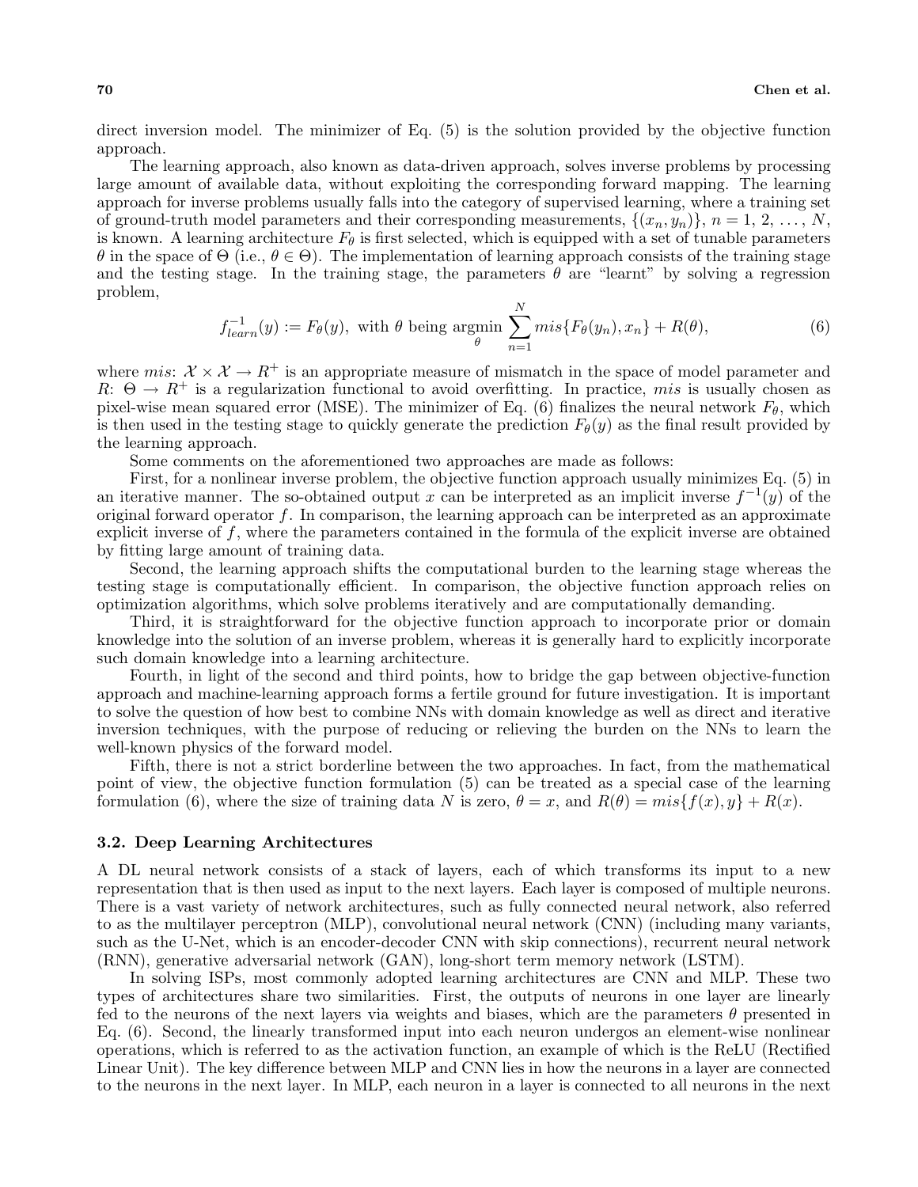direct inversion model. The minimizer of Eq. (5) is the solution provided by the objective function approach.

The learning approach, also known as data-driven approach, solves inverse problems by processing large amount of available data, without exploiting the corresponding forward mapping. The learning approach for inverse problems usually falls into the category of supervised learning, where a training set of ground-truth model parameters and their corresponding measurements, $\{(x_n, y_n)\}$, $n = 1, 2, \ldots, N$, is known. A learning architecture $F_\theta$ is first selected, which is equipped with a set of tunable parameters $\theta$ in the space of $\Theta$ (i.e., $\theta \in \Theta$). The implementation of learning approach consists of the training stage and the testing stage. In the training stage, the parameters $\theta$ are "learnt" by solving a regression problem,

$$f_{learn}^{-1}(y) := F_\theta(y), \text{ with } \theta \text{ being } \underset{\theta}{\operatorname{argmin}} \sum_{n=1}^{N} mis\{F_\theta(y_n), x_n\} + R(\theta), \tag{6}$$

where $mis$: $\mathcal{X} \times \mathcal{X} \to R^+$ is an appropriate measure of mismatch in the space of model parameter and $R$: $\Theta \to R^+$ is a regularization functional to avoid overfitting. In practice, $mis$ is usually chosen as pixel-wise mean squared error (MSE). The minimizer of Eq. (6) finalizes the neural network $F_\theta$, which is then used in the testing stage to quickly generate the prediction $F_\theta(y)$ as the final result provided by the learning approach.

Some comments on the aforementioned two approaches are made as follows:

First, for a nonlinear inverse problem, the objective function approach usually minimizes Eq. (5) in an iterative manner. The so-obtained output $x$ can be interpreted as an implicit inverse $f^{-1}(y)$ of the original forward operator $f$. In comparison, the learning approach can be interpreted as an approximate explicit inverse of $f$, where the parameters contained in the formula of the explicit inverse are obtained by fitting large amount of training data.

Second, the learning approach shifts the computational burden to the learning stage whereas the testing stage is computationally efficient. In comparison, the objective function approach relies on optimization algorithms, which solve problems iteratively and are computationally demanding.

Third, it is straightforward for the objective function approach to incorporate prior or domain knowledge into the solution of an inverse problem, whereas it is generally hard to explicitly incorporate such domain knowledge into a learning architecture.

Fourth, in light of the second and third points, how to bridge the gap between objective-function approach and machine-learning approach forms a fertile ground for future investigation. It is important to solve the question of how best to combine NNs with domain knowledge as well as direct and iterative inversion techniques, with the purpose of reducing or relieving the burden on the NNs to learn the well-known physics of the forward model.

Fifth, there is not a strict borderline between the two approaches. In fact, from the mathematical point of view, the objective function formulation (5) can be treated as a special case of the learning formulation (6), where the size of training data $N$ is zero, $\theta = x$, and $R(\theta) = mis\{f(x), y\} + R(x)$.

### 3.2. Deep Learning Architectures

A DL neural network consists of a stack of layers, each of which transforms its input to a new representation that is then used as input to the next layers. Each layer is composed of multiple neurons. There is a vast variety of network architectures, such as fully connected neural network, also referred to as the multilayer perceptron (MLP), convolutional neural network (CNN) (including many variants, such as the U-Net, which is an encoder-decoder CNN with skip connections), recurrent neural network (RNN), generative adversarial network (GAN), long-short term memory network (LSTM).

In solving ISPs, most commonly adopted learning architectures are CNN and MLP. These two types of architectures share two similarities. First, the outputs of neurons in one layer are linearly fed to the neurons of the next layers via weights and biases, which are the parameters $\theta$ presented in Eq. (6). Second, the linearly transformed input into each neuron undergos an element-wise nonlinear operations, which is referred to as the activation function, an example of which is the ReLU (Rectified Linear Unit). The key difference between MLP and CNN lies in how the neurons in a layer are connected to the neurons in the next layer. In MLP, each neuron in a layer is connected to all neurons in the next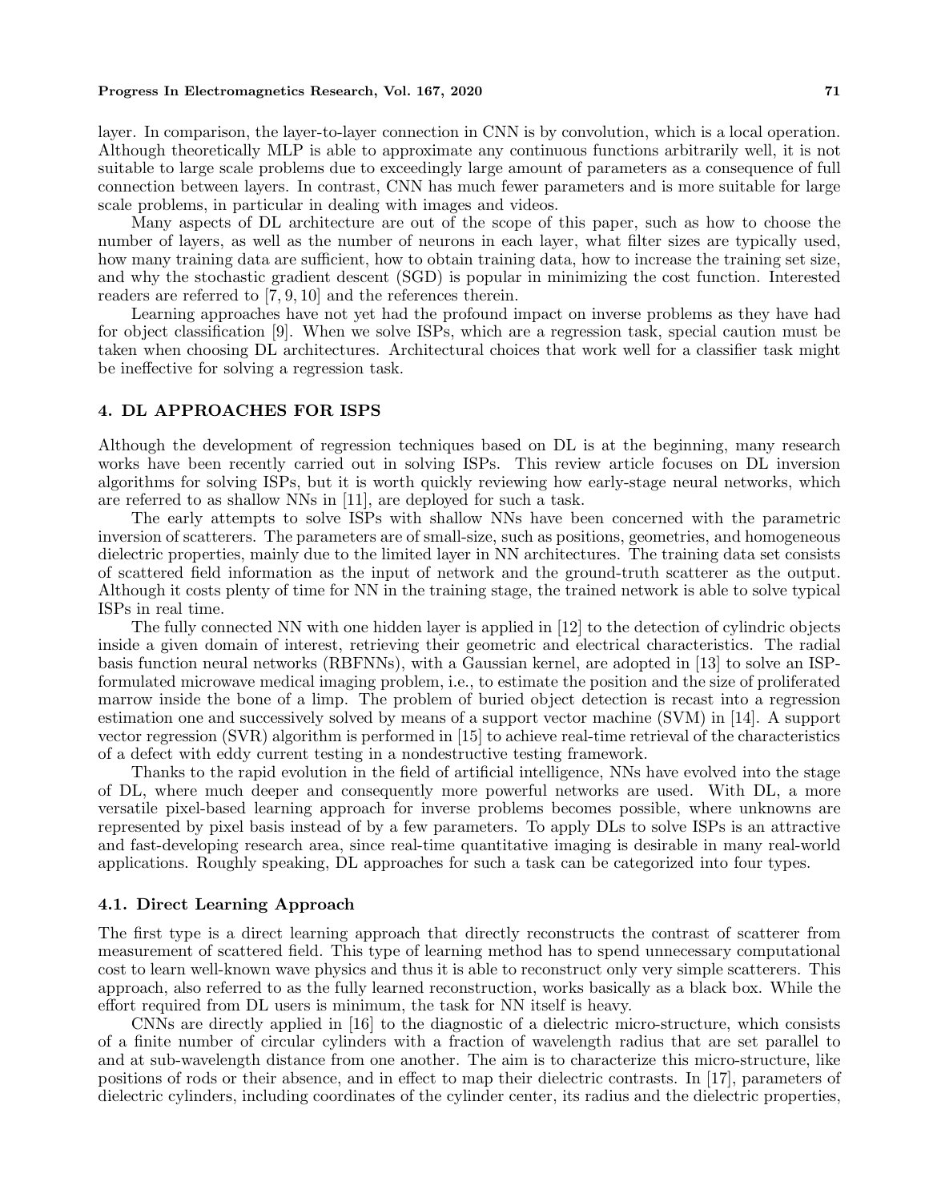layer. In comparison, the layer-to-layer connection in CNN is by convolution, which is a local operation. Although theoretically MLP is able to approximate any continuous functions arbitrarily well, it is not suitable to large scale problems due to exceedingly large amount of parameters as a consequence of full connection between layers. In contrast, CNN has much fewer parameters and is more suitable for large scale problems, in particular in dealing with images and videos.

Many aspects of DL architecture are out of the scope of this paper, such as how to choose the number of layers, as well as the number of neurons in each layer, what filter sizes are typically used, how many training data are sufficient, how to obtain training data, how to increase the training set size, and why the stochastic gradient descent (SGD) is popular in minimizing the cost function. Interested readers are referred to [7, 9, 10] and the references therein.

Learning approaches have not yet had the profound impact on inverse problems as they have had for object classification [9]. When we solve ISPs, which are a regression task, special caution must be taken when choosing DL architectures. Architectural choices that work well for a classifier task might be ineffective for solving a regression task.

## 4. DL APPROACHES FOR ISPS

Although the development of regression techniques based on DL is at the beginning, many research works have been recently carried out in solving ISPs. This review article focuses on DL inversion algorithms for solving ISPs, but it is worth quickly reviewing how early-stage neural networks, which are referred to as shallow NNs in [11], are deployed for such a task.

The early attempts to solve ISPs with shallow NNs have been concerned with the parametric inversion of scatterers. The parameters are of small-size, such as positions, geometries, and homogeneous dielectric properties, mainly due to the limited layer in NN architectures. The training data set consists of scattered field information as the input of network and the ground-truth scatterer as the output. Although it costs plenty of time for NN in the training stage, the trained network is able to solve typical ISPs in real time.

The fully connected NN with one hidden layer is applied in [12] to the detection of cylindric objects inside a given domain of interest, retrieving their geometric and electrical characteristics. The radial basis function neural networks (RBFNNs), with a Gaussian kernel, are adopted in [13] to solve an ISP-formulated microwave medical imaging problem, i.e., to estimate the position and the size of proliferated marrow inside the bone of a limp. The problem of buried object detection is recast into a regression estimation one and successively solved by means of a support vector machine (SVM) in [14]. A support vector regression (SVR) algorithm is performed in [15] to achieve real-time retrieval of the characteristics of a defect with eddy current testing in a nondestructive testing framework.

Thanks to the rapid evolution in the field of artificial intelligence, NNs have evolved into the stage of DL, where much deeper and consequently more powerful networks are used. With DL, a more versatile pixel-based learning approach for inverse problems becomes possible, where unknowns are represented by pixel basis instead of by a few parameters. To apply DLs to solve ISPs is an attractive and fast-developing research area, since real-time quantitative imaging is desirable in many real-world applications. Roughly speaking, DL approaches for such a task can be categorized into four types.

### 4.1. Direct Learning Approach

The first type is a direct learning approach that directly reconstructs the contrast of scatterer from measurement of scattered field. This type of learning method has to spend unnecessary computational cost to learn well-known wave physics and thus it is able to reconstruct only very simple scatterers. This approach, also referred to as the fully learned reconstruction, works basically as a black box. While the effort required from DL users is minimum, the task for NN itself is heavy.

CNNs are directly applied in [16] to the diagnostic of a dielectric micro-structure, which consists of a finite number of circular cylinders with a fraction of wavelength radius that are set parallel to and at sub-wavelength distance from one another. The aim is to characterize this micro-structure, like positions of rods or their absence, and in effect to map their dielectric contrasts. In [17], parameters of dielectric cylinders, including coordinates of the cylinder center, its radius and the dielectric properties,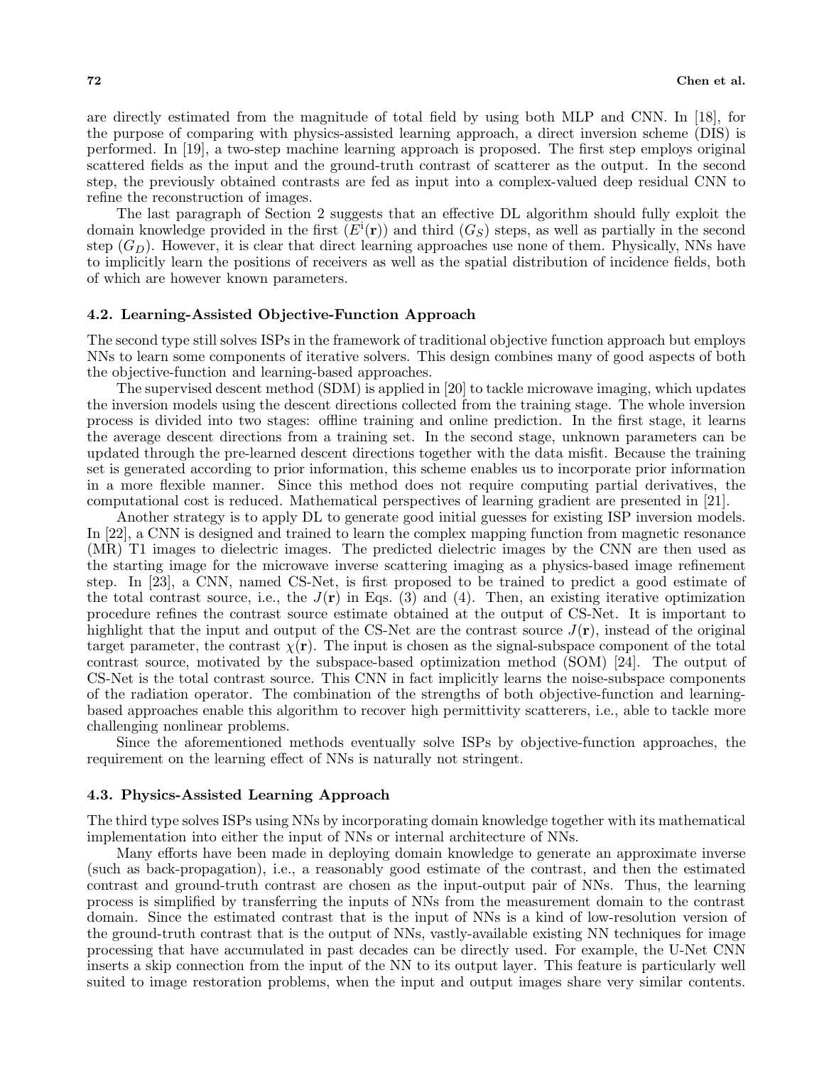are directly estimated from the magnitude of total field by using both MLP and CNN. In [18], for the purpose of comparing with physics-assisted learning approach, a direct inversion scheme (DIS) is performed. In [19], a two-step machine learning approach is proposed. The first step employs original scattered fields as the input and the ground-truth contrast of scatterer as the output. In the second step, the previously obtained contrasts are fed as input into a complex-valued deep residual CNN to refine the reconstruction of images.

The last paragraph of Section 2 suggests that an effective DL algorithm should fully exploit the domain knowledge provided in the first ($E^{\mathrm{i}}(\mathbf{r})$) and third ($G_S$) steps, as well as partially in the second step ($G_D$). However, it is clear that direct learning approaches use none of them. Physically, NNs have to implicitly learn the positions of receivers as well as the spatial distribution of incidence fields, both of which are however known parameters.

### 4.2. Learning-Assisted Objective-Function Approach

The second type still solves ISPs in the framework of traditional objective function approach but employs NNs to learn some components of iterative solvers. This design combines many of good aspects of both the objective-function and learning-based approaches.

The supervised descent method (SDM) is applied in [20] to tackle microwave imaging, which updates the inversion models using the descent directions collected from the training stage. The whole inversion process is divided into two stages: offline training and online prediction. In the first stage, it learns the average descent directions from a training set. In the second stage, unknown parameters can be updated through the pre-learned descent directions together with the data misfit. Because the training set is generated according to prior information, this scheme enables us to incorporate prior information in a more flexible manner. Since this method does not require computing partial derivatives, the computational cost is reduced. Mathematical perspectives of learning gradient are presented in [21].

Another strategy is to apply DL to generate good initial guesses for existing ISP inversion models. In [22], a CNN is designed and trained to learn the complex mapping function from magnetic resonance (MR) T1 images to dielectric images. The predicted dielectric images by the CNN are then used as the starting image for the microwave inverse scattering imaging as a physics-based image refinement step. In [23], a CNN, named CS-Net, is first proposed to be trained to predict a good estimate of the total contrast source, i.e., the $J(\mathbf{r})$ in Eqs. (3) and (4). Then, an existing iterative optimization procedure refines the contrast source estimate obtained at the output of CS-Net. It is important to highlight that the input and output of the CS-Net are the contrast source $J(\mathbf{r})$, instead of the original target parameter, the contrast $\chi(\mathbf{r})$. The input is chosen as the signal-subspace component of the total contrast source, motivated by the subspace-based optimization method (SOM) [24]. The output of CS-Net is the total contrast source. This CNN in fact implicitly learns the noise-subspace components of the radiation operator. The combination of the strengths of both objective-function and learning-based approaches enable this algorithm to recover high permittivity scatterers, i.e., able to tackle more challenging nonlinear problems.

Since the aforementioned methods eventually solve ISPs by objective-function approaches, the requirement on the learning effect of NNs is naturally not stringent.

### 4.3. Physics-Assisted Learning Approach

The third type solves ISPs using NNs by incorporating domain knowledge together with its mathematical implementation into either the input of NNs or internal architecture of NNs.

Many efforts have been made in deploying domain knowledge to generate an approximate inverse (such as back-propagation), i.e., a reasonably good estimate of the contrast, and then the estimated contrast and ground-truth contrast are chosen as the input-output pair of NNs. Thus, the learning process is simplified by transferring the inputs of NNs from the measurement domain to the contrast domain. Since the estimated contrast that is the input of NNs is a kind of low-resolution version of the ground-truth contrast that is the output of NNs, vastly-available existing NN techniques for image processing that have accumulated in past decades can be directly used. For example, the U-Net CNN inserts a skip connection from the input of the NN to its output layer. This feature is particularly well suited to image restoration problems, when the input and output images share very similar contents.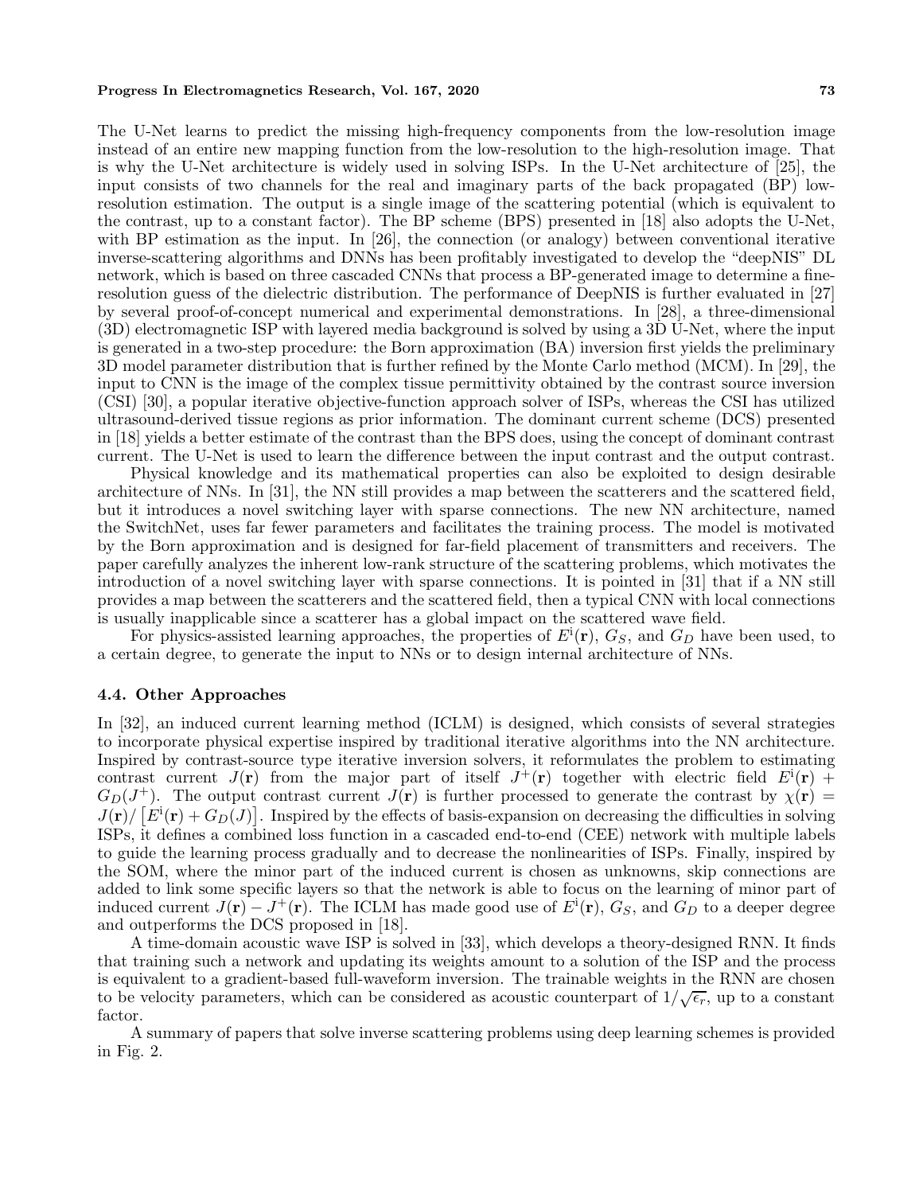The U-Net learns to predict the missing high-frequency components from the low-resolution image instead of an entire new mapping function from the low-resolution to the high-resolution image. That is why the U-Net architecture is widely used in solving ISPs. In the U-Net architecture of [25], the input consists of two channels for the real and imaginary parts of the back propagated (BP) low-resolution estimation. The output is a single image of the scattering potential (which is equivalent to the contrast, up to a constant factor). The BP scheme (BPS) presented in [18] also adopts the U-Net, with BP estimation as the input. In [26], the connection (or analogy) between conventional iterative inverse-scattering algorithms and DNNs has been profitably investigated to develop the "deepNIS" DL network, which is based on three cascaded CNNs that process a BP-generated image to determine a fine-resolution guess of the dielectric distribution. The performance of DeepNIS is further evaluated in [27] by several proof-of-concept numerical and experimental demonstrations. In [28], a three-dimensional (3D) electromagnetic ISP with layered media background is solved by using a 3D U-Net, where the input is generated in a two-step procedure: the Born approximation (BA) inversion first yields the preliminary 3D model parameter distribution that is further refined by the Monte Carlo method (MCM). In [29], the input to CNN is the image of the complex tissue permittivity obtained by the contrast source inversion (CSI) [30], a popular iterative objective-function approach solver of ISPs, whereas the CSI has utilized ultrasound-derived tissue regions as prior information. The dominant current scheme (DCS) presented in [18] yields a better estimate of the contrast than the BPS does, using the concept of dominant contrast current. The U-Net is used to learn the difference between the input contrast and the output contrast.

Physical knowledge and its mathematical properties can also be exploited to design desirable architecture of NNs. In [31], the NN still provides a map between the scatterers and the scattered field, but it introduces a novel switching layer with sparse connections. The new NN architecture, named the SwitchNet, uses far fewer parameters and facilitates the training process. The model is motivated by the Born approximation and is designed for far-field placement of transmitters and receivers. The paper carefully analyzes the inherent low-rank structure of the scattering problems, which motivates the introduction of a novel switching layer with sparse connections. It is pointed in [31] that if a NN still provides a map between the scatterers and the scattered field, then a typical CNN with local connections is usually inapplicable since a scatterer has a global impact on the scattered wave field.

For physics-assisted learning approaches, the properties of $E^{\mathrm{i}}(\mathbf{r})$, $G_S$, and $G_D$ have been used, to a certain degree, to generate the input to NNs or to design internal architecture of NNs.

### 4.4. Other Approaches

In [32], an induced current learning method (ICLM) is designed, which consists of several strategies to incorporate physical expertise inspired by traditional iterative algorithms into the NN architecture. Inspired by contrast-source type iterative inversion solvers, it reformulates the problem to estimating contrast current $J(\mathbf{r})$ from the major part of itself $J^{+}(\mathbf{r})$ together with electric field $E^{\mathrm{i}}(\mathbf{r}) + G_D(J^{+})$. The output contrast current $J(\mathbf{r})$ is further processed to generate the contrast by $\chi(\mathbf{r}) = J(\mathbf{r})/\left[E^{\mathrm{i}}(\mathbf{r}) + G_D(J)\right]$. Inspired by the effects of basis-expansion on decreasing the difficulties in solving ISPs, it defines a combined loss function in a cascaded end-to-end (CEE) network with multiple labels to guide the learning process gradually and to decrease the nonlinearities of ISPs. Finally, inspired by the SOM, where the minor part of the induced current is chosen as unknowns, skip connections are added to link some specific layers so that the network is able to focus on the learning of minor part of induced current $J(\mathbf{r}) - J^{+}(\mathbf{r})$. The ICLM has made good use of $E^{\mathrm{i}}(\mathbf{r})$, $G_S$, and $G_D$ to a deeper degree and outperforms the DCS proposed in [18].

A time-domain acoustic wave ISP is solved in [33], which develops a theory-designed RNN. It finds that training such a network and updating its weights amount to a solution of the ISP and the process is equivalent to a gradient-based full-waveform inversion. The trainable weights in the RNN are chosen to be velocity parameters, which can be considered as acoustic counterpart of $1/\sqrt{\epsilon_r}$, up to a constant factor.

A summary of papers that solve inverse scattering problems using deep learning schemes is provided in Fig. 2.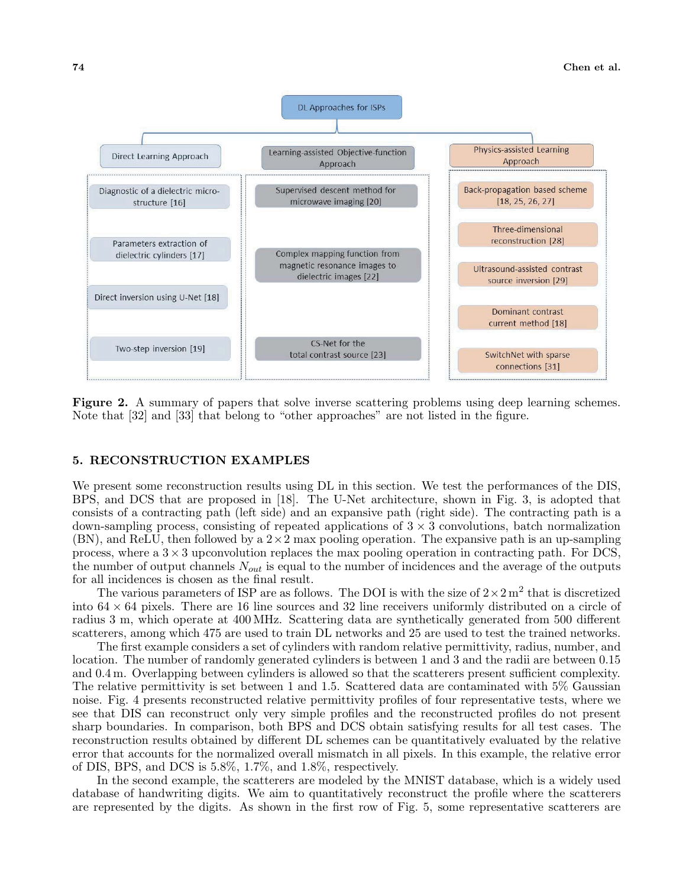Figure 2. A summary of papers that solve inverse scattering problems using deep learning schemes. Note that [32] and [33] that belong to "other approaches" are not listed in the figure.

## 5. RECONSTRUCTION EXAMPLES

We present some reconstruction results using DL in this section. We test the performances of the DIS, BPS, and DCS that are proposed in [18]. The U-Net architecture, shown in Fig. 3, is adopted that consists of a contracting path (left side) and an expansive path (right side). The contracting path is a down-sampling process, consisting of repeated applications of $3 \times 3$ convolutions, batch normalization (BN), and ReLU, then followed by a $2 \times 2$ max pooling operation. The expansive path is an up-sampling process, where a $3 \times 3$ upconvolution replaces the max pooling operation in contracting path. For DCS, the number of output channels $N_{out}$ is equal to the number of incidences and the average of the outputs for all incidences is chosen as the final result.

The various parameters of ISP are as follows. The DOI is with the size of $2 \times 2\,\mathrm{m}^2$ that is discretized into $64 \times 64$ pixels. There are 16 line sources and 32 line receivers uniformly distributed on a circle of radius 3 m, which operate at 400 MHz. Scattering data are synthetically generated from 500 different scatterers, among which 475 are used to train DL networks and 25 are used to test the trained networks.

The first example considers a set of cylinders with random relative permittivity, radius, number, and location. The number of randomly generated cylinders is between 1 and 3 and the radii are between 0.15 and 0.4 m. Overlapping between cylinders is allowed so that the scatterers present sufficient complexity. The relative permittivity is set between 1 and 1.5. Scattered data are contaminated with 5% Gaussian noise. Fig. 4 presents reconstructed relative permittivity profiles of four representative tests, where we see that DIS can reconstruct only very simple profiles and the reconstructed profiles do not present sharp boundaries. In comparison, both BPS and DCS obtain satisfying results for all test cases. The reconstruction results obtained by different DL schemes can be quantitatively evaluated by the relative error that accounts for the normalized overall mismatch in all pixels. In this example, the relative error of DIS, BPS, and DCS is 5.8%, 1.7%, and 1.8%, respectively.

In the second example, the scatterers are modeled by the MNIST database, which is a widely used database of handwriting digits. We aim to quantitatively reconstruct the profile where the scatterers are represented by the digits. As shown in the first row of Fig. 5, some representative scatterers are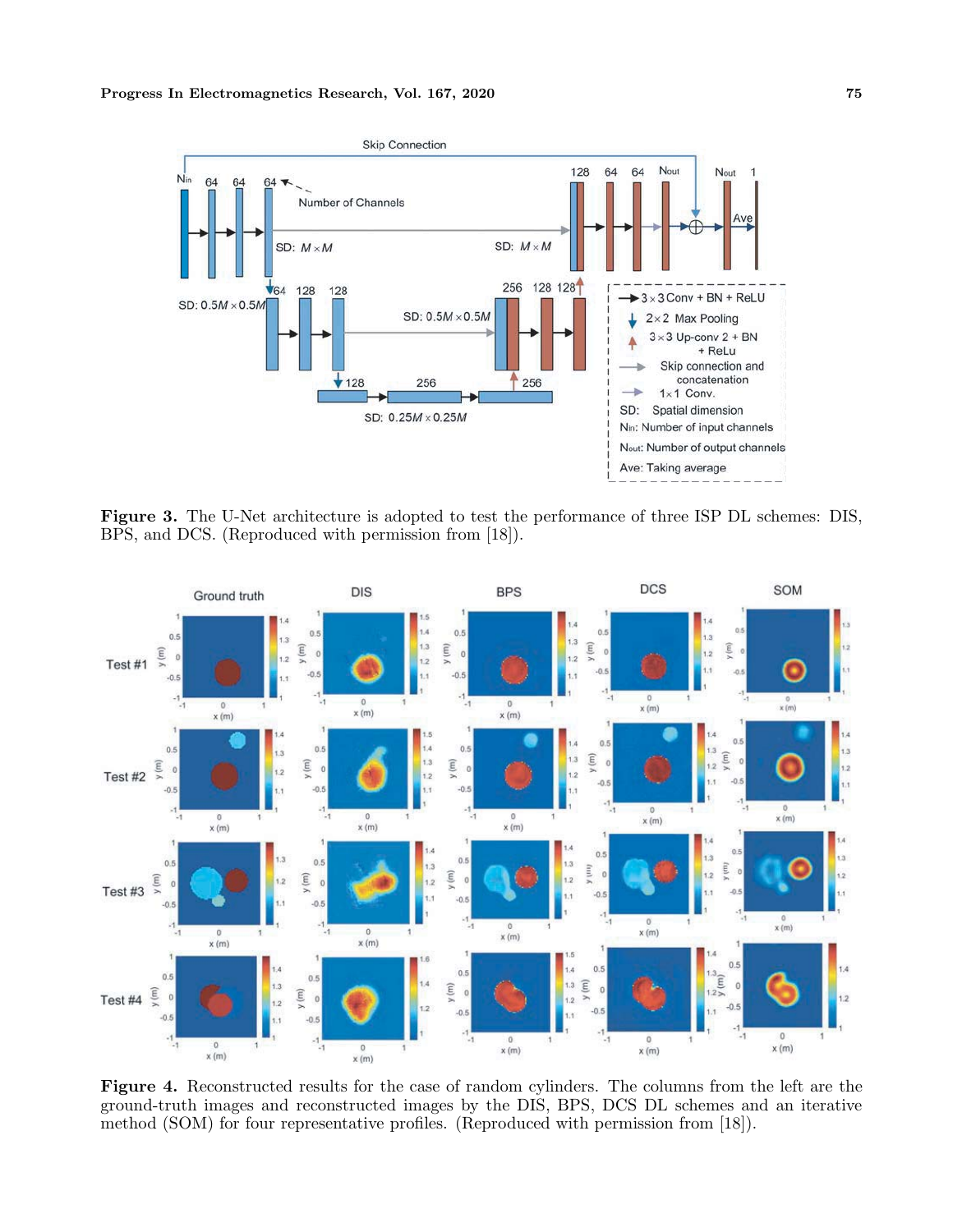**Figure 3.** The U-Net architecture is adopted to test the performance of three ISP DL schemes: DIS, BPS, and DCS. (Reproduced with permission from [18]).

**Figure 4.** Reconstructed results for the case of random cylinders. The columns from the left are the ground-truth images and reconstructed images by the DIS, BPS, DCS DL schemes and an iterative method (SOM) for four representative profiles. (Reproduced with permission from [18]).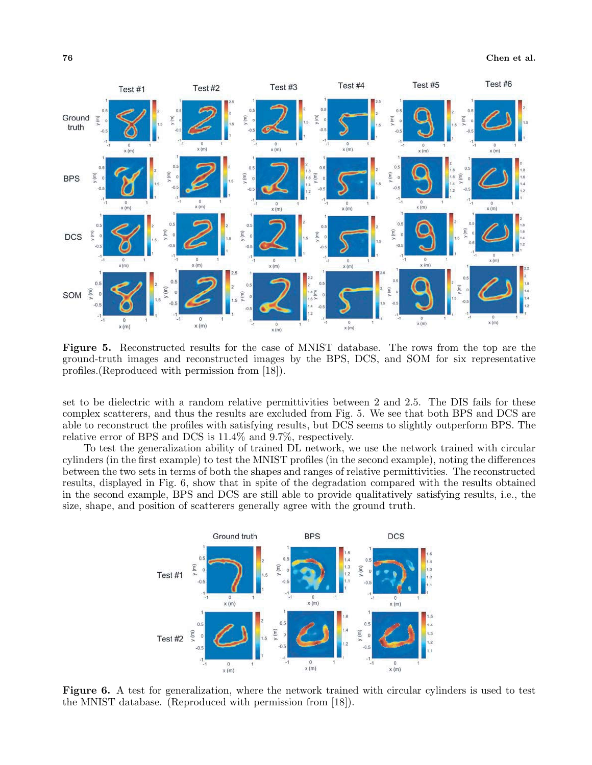**Figure 5.** Reconstructed results for the case of MNIST database. The rows from the top are the ground-truth images and reconstructed images by the BPS, DCS, and SOM for six representative profiles.(Reproduced with permission from [18]).

set to be dielectric with a random relative permittivities between 2 and 2.5. The DIS fails for these complex scatterers, and thus the results are excluded from Fig. 5. We see that both BPS and DCS are able to reconstruct the profiles with satisfying results, but DCS seems to slightly outperform BPS. The relative error of BPS and DCS is 11.4% and 9.7%, respectively.

To test the generalization ability of trained DL network, we use the network trained with circular cylinders (in the first example) to test the MNIST profiles (in the second example), noting the differences between the two sets in terms of both the shapes and ranges of relative permittivities. The reconstructed results, displayed in Fig. 6, show that in spite of the degradation compared with the results obtained in the second example, BPS and DCS are still able to provide qualitatively satisfying results, i.e., the size, shape, and position of scatterers generally agree with the ground truth.

**Figure 6.** A test for generalization, where the network trained with circular cylinders is used to test the MNIST database. (Reproduced with permission from [18]).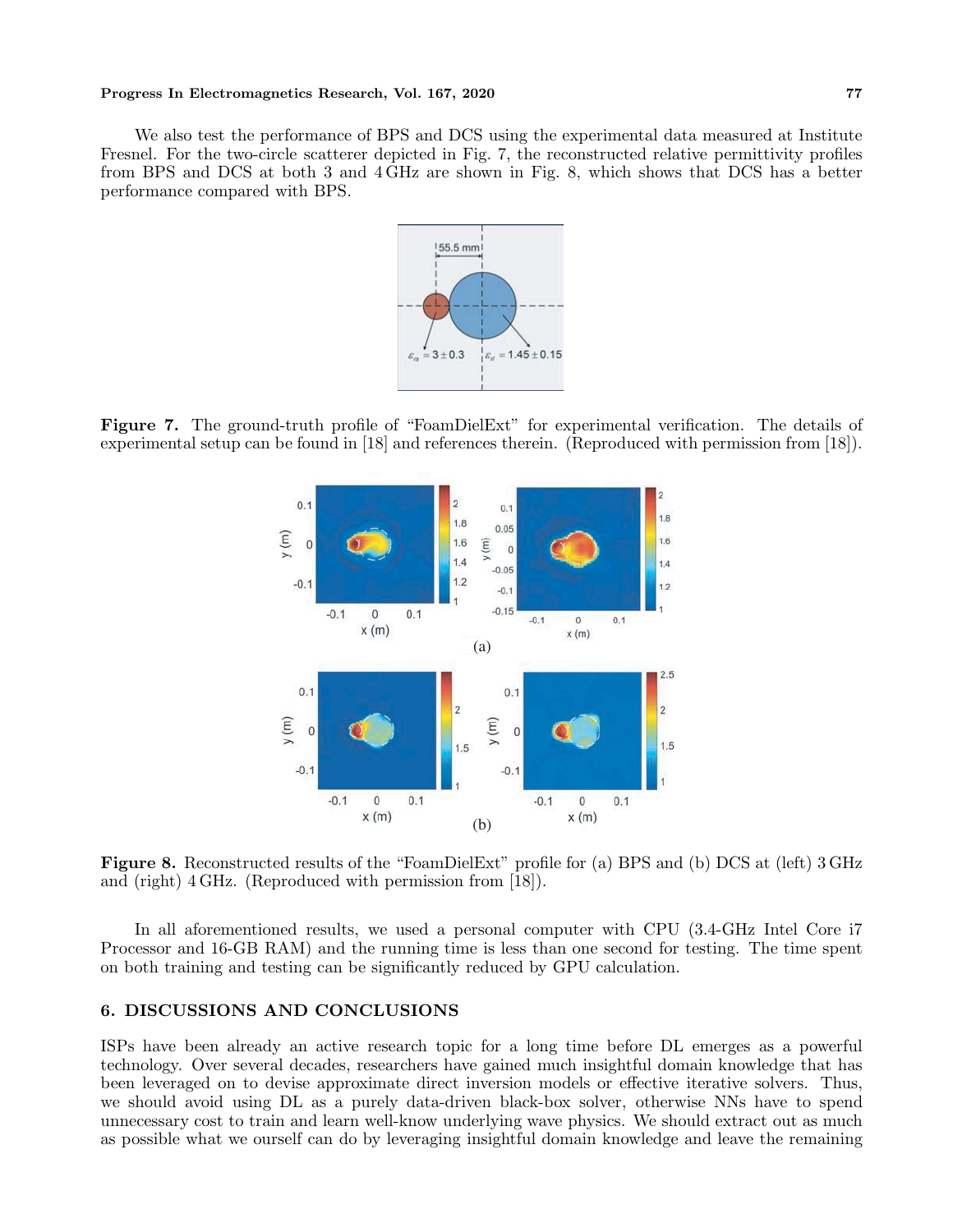We also test the performance of BPS and DCS using the experimental data measured at Institute Fresnel. For the two-circle scatterer depicted in Fig. 7, the reconstructed relative permittivity profiles from BPS and DCS at both 3 and 4 GHz are shown in Fig. 8, which shows that DCS has a better performance compared with BPS.

**Figure 7.** The ground-truth profile of "FoamDielExt" for experimental verification. The details of experimental setup can be found in [18] and references therein. (Reproduced with permission from [18]).

**Figure 8.** Reconstructed results of the "FoamDielExt" profile for (a) BPS and (b) DCS at (left) 3 GHz and (right) 4 GHz. (Reproduced with permission from [18]).

In all aforementioned results, we used a personal computer with CPU (3.4-GHz Intel Core i7 Processor and 16-GB RAM) and the running time is less than one second for testing. The time spent on both training and testing can be significantly reduced by GPU calculation.

## 6. DISCUSSIONS AND CONCLUSIONS

ISPs have been already an active research topic for a long time before DL emerges as a powerful technology. Over several decades, researchers have gained much insightful domain knowledge that has been leveraged on to devise approximate direct inversion models or effective iterative solvers. Thus, we should avoid using DL as a purely data-driven black-box solver, otherwise NNs have to spend unnecessary cost to train and learn well-know underlying wave physics. We should extract out as much as possible what we ourself can do by leveraging insightful domain knowledge and leave the remaining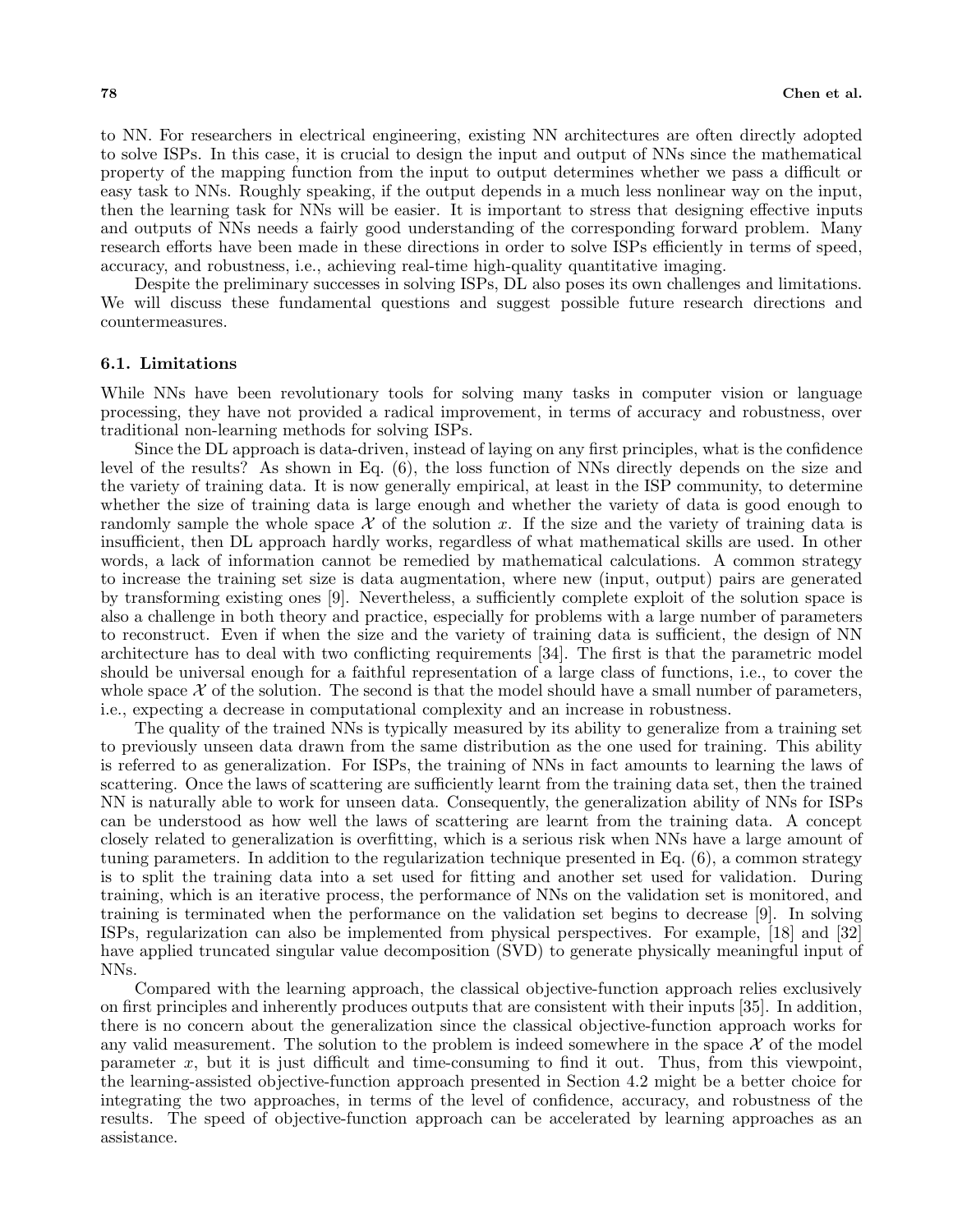to NN. For researchers in electrical engineering, existing NN architectures are often directly adopted to solve ISPs. In this case, it is crucial to design the input and output of NNs since the mathematical property of the mapping function from the input to output determines whether we pass a difficult or easy task to NNs. Roughly speaking, if the output depends in a much less nonlinear way on the input, then the learning task for NNs will be easier. It is important to stress that designing effective inputs and outputs of NNs needs a fairly good understanding of the corresponding forward problem. Many research efforts have been made in these directions in order to solve ISPs efficiently in terms of speed, accuracy, and robustness, i.e., achieving real-time high-quality quantitative imaging.

Despite the preliminary successes in solving ISPs, DL also poses its own challenges and limitations. We will discuss these fundamental questions and suggest possible future research directions and countermeasures.

### 6.1. Limitations

While NNs have been revolutionary tools for solving many tasks in computer vision or language processing, they have not provided a radical improvement, in terms of accuracy and robustness, over traditional non-learning methods for solving ISPs.

Since the DL approach is data-driven, instead of laying on any first principles, what is the confidence level of the results? As shown in Eq. (6), the loss function of NNs directly depends on the size and the variety of training data. It is now generally empirical, at least in the ISP community, to determine whether the size of training data is large enough and whether the variety of data is good enough to randomly sample the whole space $\mathcal{X}$ of the solution $x$. If the size and the variety of training data is insufficient, then DL approach hardly works, regardless of what mathematical skills are used. In other words, a lack of information cannot be remedied by mathematical calculations. A common strategy to increase the training set size is data augmentation, where new (input, output) pairs are generated by transforming existing ones [9]. Nevertheless, a sufficiently complete exploit of the solution space is also a challenge in both theory and practice, especially for problems with a large number of parameters to reconstruct. Even if when the size and the variety of training data is sufficient, the design of NN architecture has to deal with two conflicting requirements [34]. The first is that the parametric model should be universal enough for a faithful representation of a large class of functions, i.e., to cover the whole space $\mathcal{X}$ of the solution. The second is that the model should have a small number of parameters, i.e., expecting a decrease in computational complexity and an increase in robustness.

The quality of the trained NNs is typically measured by its ability to generalize from a training set to previously unseen data drawn from the same distribution as the one used for training. This ability is referred to as generalization. For ISPs, the training of NNs in fact amounts to learning the laws of scattering. Once the laws of scattering are sufficiently learnt from the training data set, then the trained NN is naturally able to work for unseen data. Consequently, the generalization ability of NNs for ISPs can be understood as how well the laws of scattering are learnt from the training data. A concept closely related to generalization is overfitting, which is a serious risk when NNs have a large amount of tuning parameters. In addition to the regularization technique presented in Eq. (6), a common strategy is to split the training data into a set used for fitting and another set used for validation. During training, which is an iterative process, the performance of NNs on the validation set is monitored, and training is terminated when the performance on the validation set begins to decrease [9]. In solving ISPs, regularization can also be implemented from physical perspectives. For example, [18] and [32] have applied truncated singular value decomposition (SVD) to generate physically meaningful input of NNs.

Compared with the learning approach, the classical objective-function approach relies exclusively on first principles and inherently produces outputs that are consistent with their inputs [35]. In addition, there is no concern about the generalization since the classical objective-function approach works for any valid measurement. The solution to the problem is indeed somewhere in the space $\mathcal{X}$ of the model parameter $x$, but it is just difficult and time-consuming to find it out. Thus, from this viewpoint, the learning-assisted objective-function approach presented in Section 4.2 might be a better choice for integrating the two approaches, in terms of the level of confidence, accuracy, and robustness of the results. The speed of objective-function approach can be accelerated by learning approaches as an assistance.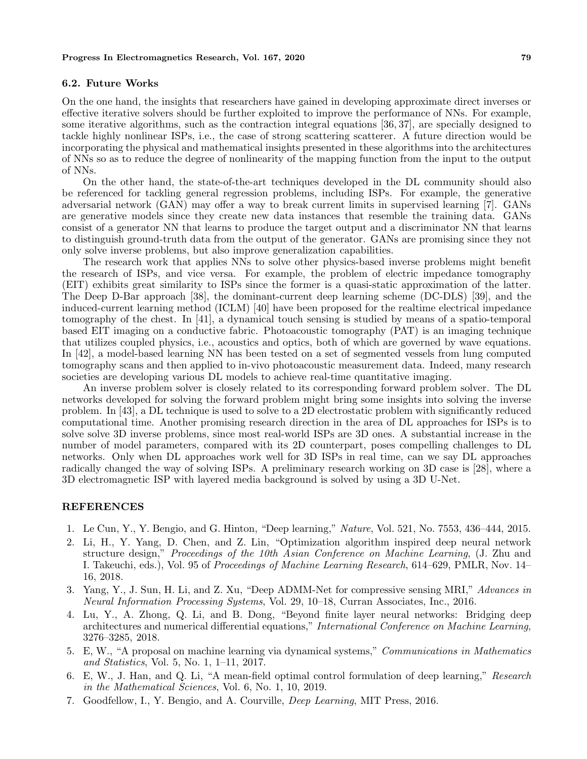### 6.2. Future Works

On the one hand, the insights that researchers have gained in developing approximate direct inverses or effective iterative solvers should be further exploited to improve the performance of NNs. For example, some iterative algorithms, such as the contraction integral equations [36, 37], are specially designed to tackle highly nonlinear ISPs, i.e., the case of strong scattering scatterer. A future direction would be incorporating the physical and mathematical insights presented in these algorithms into the architectures of NNs so as to reduce the degree of nonlinearity of the mapping function from the input to the output of NNs.

On the other hand, the state-of-the-art techniques developed in the DL community should also be referenced for tackling general regression problems, including ISPs. For example, the generative adversarial network (GAN) may offer a way to break current limits in supervised learning [7]. GANs are generative models since they create new data instances that resemble the training data. GANs consist of a generator NN that learns to produce the target output and a discriminator NN that learns to distinguish ground-truth data from the output of the generator. GANs are promising since they not only solve inverse problems, but also improve generalization capabilities.

The research work that applies NNs to solve other physics-based inverse problems might benefit the research of ISPs, and vice versa. For example, the problem of electric impedance tomography (EIT) exhibits great similarity to ISPs since the former is a quasi-static approximation of the latter. The Deep D-Bar approach [38], the dominant-current deep learning scheme (DC-DLS) [39], and the induced-current learning method (ICLM) [40] have been proposed for the realtime electrical impedance tomography of the chest. In [41], a dynamical touch sensing is studied by means of a spatio-temporal based EIT imaging on a conductive fabric. Photoacoustic tomography (PAT) is an imaging technique that utilizes coupled physics, i.e., acoustics and optics, both of which are governed by wave equations. In [42], a model-based learning NN has been tested on a set of segmented vessels from lung computed tomography scans and then applied to in-vivo photoacoustic measurement data. Indeed, many research societies are developing various DL models to achieve real-time quantitative imaging.

An inverse problem solver is closely related to its corresponding forward problem solver. The DL networks developed for solving the forward problem might bring some insights into solving the inverse problem. In [43], a DL technique is used to solve to a 2D electrostatic problem with significantly reduced computational time. Another promising research direction in the area of DL approaches for ISPs is to solve solve 3D inverse problems, since most real-world ISPs are 3D ones. A substantial increase in the number of model parameters, compared with its 2D counterpart, poses compelling challenges to DL networks. Only when DL approaches work well for 3D ISPs in real time, can we say DL approaches radically changed the way of solving ISPs. A preliminary research working on 3D case is [28], where a 3D electromagnetic ISP with layered media background is solved by using a 3D U-Net.

## REFERENCES

1. Le Cun, Y., Y. Bengio, and G. Hinton, "Deep learning," *Nature*, Vol. 521, No. 7553, 436–444, 2015.
2. Li, H., Y. Yang, D. Chen, and Z. Lin, "Optimization algorithm inspired deep neural network structure design," *Proceedings of the 10th Asian Conference on Machine Learning*, (J. Zhu and I. Takeuchi, eds.), Vol. 95 of *Proceedings of Machine Learning Research*, 614–629, PMLR, Nov. 14–16, 2018.
3. Yang, Y., J. Sun, H. Li, and Z. Xu, "Deep ADMM-Net for compressive sensing MRI," *Advances in Neural Information Processing Systems*, Vol. 29, 10–18, Curran Associates, Inc., 2016.
4. Lu, Y., A. Zhong, Q. Li, and B. Dong, "Beyond finite layer neural networks: Bridging deep architectures and numerical differential equations," *International Conference on Machine Learning*, 3276–3285, 2018.
5. E, W., "A proposal on machine learning via dynamical systems," *Communications in Mathematics and Statistics*, Vol. 5, No. 1, 1–11, 2017.
6. E, W., J. Han, and Q. Li, "A mean-field optimal control formulation of deep learning," *Research in the Mathematical Sciences*, Vol. 6, No. 1, 10, 2019.
7. Goodfellow, I., Y. Bengio, and A. Courville, *Deep Learning*, MIT Press, 2016.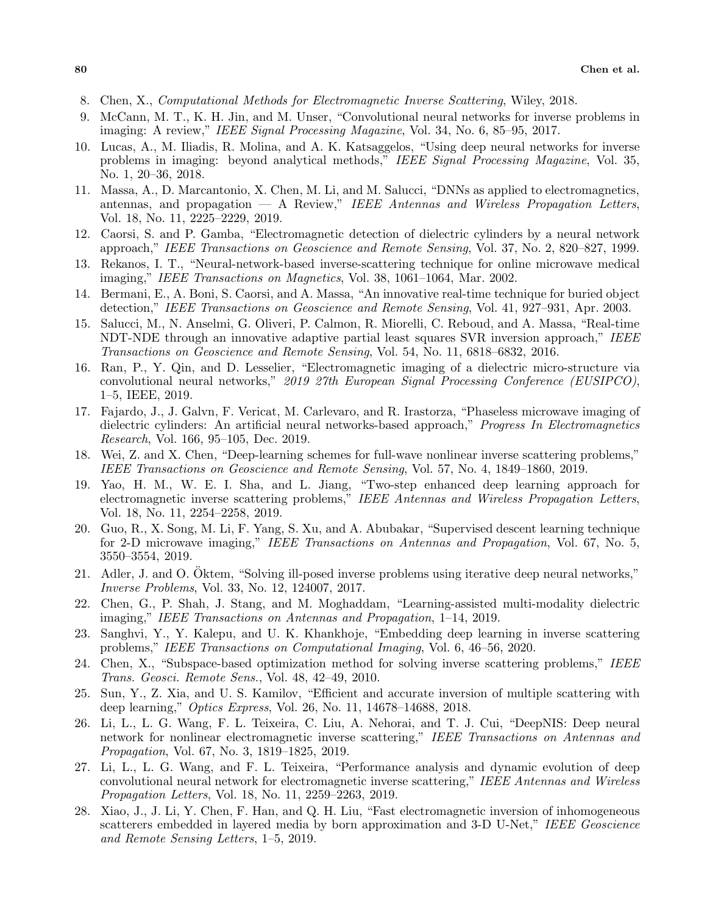8. Chen, X., *Computational Methods for Electromagnetic Inverse Scattering*, Wiley, 2018.
9. McCann, M. T., K. H. Jin, and M. Unser, "Convolutional neural networks for inverse problems in imaging: A review," *IEEE Signal Processing Magazine*, Vol. 34, No. 6, 85–95, 2017.
10. Lucas, A., M. Iliadis, R. Molina, and A. K. Katsaggelos, "Using deep neural networks for inverse problems in imaging: beyond analytical methods," *IEEE Signal Processing Magazine*, Vol. 35, No. 1, 20–36, 2018.
11. Massa, A., D. Marcantonio, X. Chen, M. Li, and M. Salucci, "DNNs as applied to electromagnetics, antennas, and propagation — A Review," *IEEE Antennas and Wireless Propagation Letters*, Vol. 18, No. 11, 2225–2229, 2019.
12. Caorsi, S. and P. Gamba, "Electromagnetic detection of dielectric cylinders by a neural network approach," *IEEE Transactions on Geoscience and Remote Sensing*, Vol. 37, No. 2, 820–827, 1999.
13. Rekanos, I. T., "Neural-network-based inverse-scattering technique for online microwave medical imaging," *IEEE Transactions on Magnetics*, Vol. 38, 1061–1064, Mar. 2002.
14. Bermani, E., A. Boni, S. Caorsi, and A. Massa, "An innovative real-time technique for buried object detection," *IEEE Transactions on Geoscience and Remote Sensing*, Vol. 41, 927–931, Apr. 2003.
15. Salucci, M., N. Anselmi, G. Oliveri, P. Calmon, R. Miorelli, C. Reboud, and A. Massa, "Real-time NDT-NDE through an innovative adaptive partial least squares SVR inversion approach," *IEEE Transactions on Geoscience and Remote Sensing*, Vol. 54, No. 11, 6818–6832, 2016.
16. Ran, P., Y. Qin, and D. Lesselier, "Electromagnetic imaging of a dielectric micro-structure via convolutional neural networks," *2019 27th European Signal Processing Conference (EUSIPCO)*, 1–5, IEEE, 2019.
17. Fajardo, J., J. Galvn, F. Vericat, M. Carlevaro, and R. Irastorza, "Phaseless microwave imaging of dielectric cylinders: An artificial neural networks-based approach," *Progress In Electromagnetics Research*, Vol. 166, 95–105, Dec. 2019.
18. Wei, Z. and X. Chen, "Deep-learning schemes for full-wave nonlinear inverse scattering problems," *IEEE Transactions on Geoscience and Remote Sensing*, Vol. 57, No. 4, 1849–1860, 2019.
19. Yao, H. M., W. E. I. Sha, and L. Jiang, "Two-step enhanced deep learning approach for electromagnetic inverse scattering problems," *IEEE Antennas and Wireless Propagation Letters*, Vol. 18, No. 11, 2254–2258, 2019.
20. Guo, R., X. Song, M. Li, F. Yang, S. Xu, and A. Abubakar, "Supervised descent learning technique for 2-D microwave imaging," *IEEE Transactions on Antennas and Propagation*, Vol. 67, No. 5, 3550–3554, 2019.
21. Adler, J. and O. Öktem, "Solving ill-posed inverse problems using iterative deep neural networks," *Inverse Problems*, Vol. 33, No. 12, 124007, 2017.
22. Chen, G., P. Shah, J. Stang, and M. Moghaddam, "Learning-assisted multi-modality dielectric imaging," *IEEE Transactions on Antennas and Propagation*, 1–14, 2019.
23. Sanghvi, Y., Y. Kalepu, and U. K. Khankhoje, "Embedding deep learning in inverse scattering problems," *IEEE Transactions on Computational Imaging*, Vol. 6, 46–56, 2020.
24. Chen, X., "Subspace-based optimization method for solving inverse scattering problems," *IEEE Trans. Geosci. Remote Sens.*, Vol. 48, 42–49, 2010.
25. Sun, Y., Z. Xia, and U. S. Kamilov, "Efficient and accurate inversion of multiple scattering with deep learning," *Optics Express*, Vol. 26, No. 11, 14678–14688, 2018.
26. Li, L., L. G. Wang, F. L. Teixeira, C. Liu, A. Nehorai, and T. J. Cui, "DeepNIS: Deep neural network for nonlinear electromagnetic inverse scattering," *IEEE Transactions on Antennas and Propagation*, Vol. 67, No. 3, 1819–1825, 2019.
27. Li, L., L. G. Wang, and F. L. Teixeira, "Performance analysis and dynamic evolution of deep convolutional neural network for electromagnetic inverse scattering," *IEEE Antennas and Wireless Propagation Letters*, Vol. 18, No. 11, 2259–2263, 2019.
28. Xiao, J., J. Li, Y. Chen, F. Han, and Q. H. Liu, "Fast electromagnetic inversion of inhomogeneous scatterers embedded in layered media by born approximation and 3-D U-Net," *IEEE Geoscience and Remote Sensing Letters*, 1–5, 2019.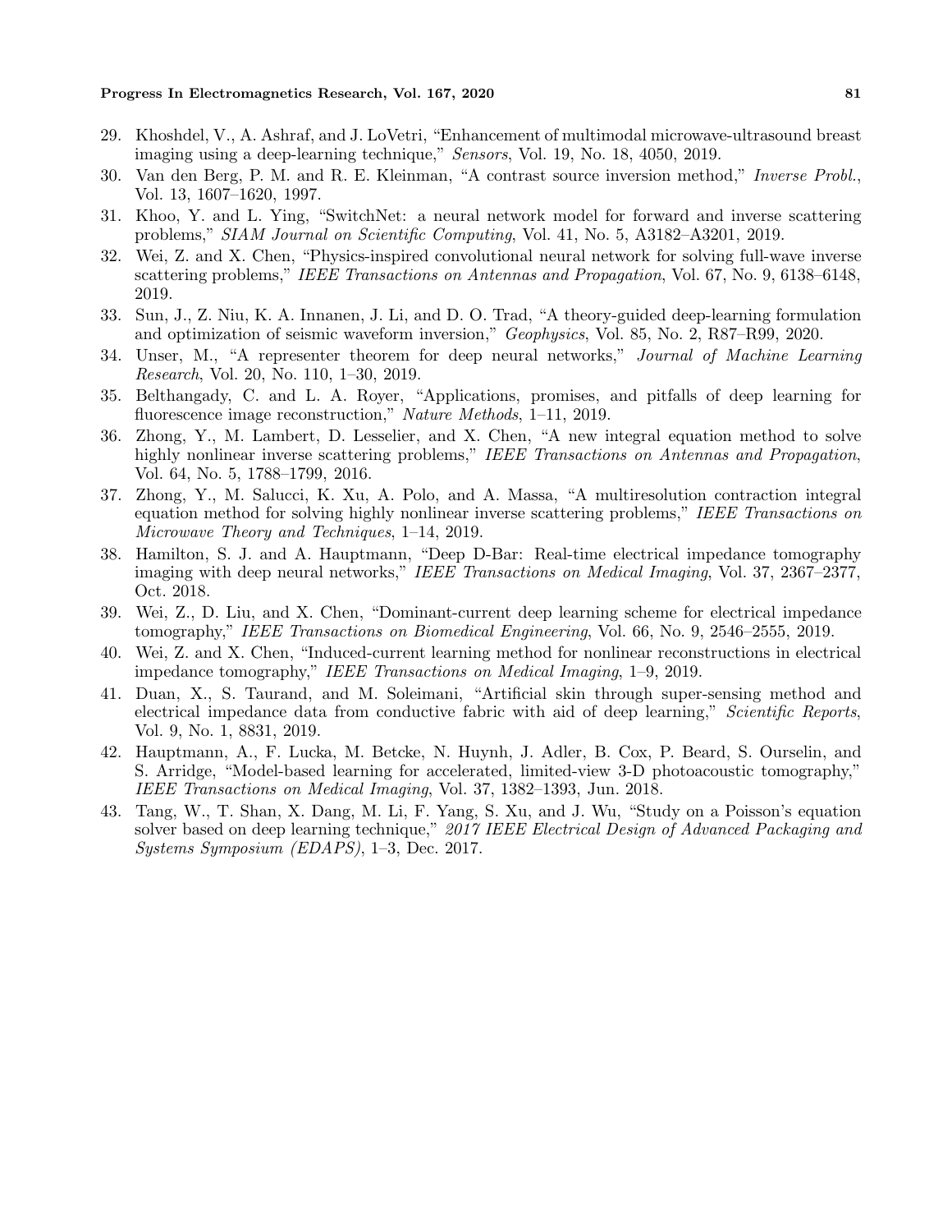29. Khoshdel, V., A. Ashraf, and J. LoVetri, "Enhancement of multimodal microwave-ultrasound breast imaging using a deep-learning technique," *Sensors*, Vol. 19, No. 18, 4050, 2019.
30. Van den Berg, P. M. and R. E. Kleinman, "A contrast source inversion method," *Inverse Probl.*, Vol. 13, 1607–1620, 1997.
31. Khoo, Y. and L. Ying, "SwitchNet: a neural network model for forward and inverse scattering problems," *SIAM Journal on Scientific Computing*, Vol. 41, No. 5, A3182–A3201, 2019.
32. Wei, Z. and X. Chen, "Physics-inspired convolutional neural network for solving full-wave inverse scattering problems," *IEEE Transactions on Antennas and Propagation*, Vol. 67, No. 9, 6138–6148, 2019.
33. Sun, J., Z. Niu, K. A. Innanen, J. Li, and D. O. Trad, "A theory-guided deep-learning formulation and optimization of seismic waveform inversion," *Geophysics*, Vol. 85, No. 2, R87–R99, 2020.
34. Unser, M., "A representer theorem for deep neural networks," *Journal of Machine Learning Research*, Vol. 20, No. 110, 1–30, 2019.
35. Belthangady, C. and L. A. Royer, "Applications, promises, and pitfalls of deep learning for fluorescence image reconstruction," *Nature Methods*, 1–11, 2019.
36. Zhong, Y., M. Lambert, D. Lesselier, and X. Chen, "A new integral equation method to solve highly nonlinear inverse scattering problems," *IEEE Transactions on Antennas and Propagation*, Vol. 64, No. 5, 1788–1799, 2016.
37. Zhong, Y., M. Salucci, K. Xu, A. Polo, and A. Massa, "A multiresolution contraction integral equation method for solving highly nonlinear inverse scattering problems," *IEEE Transactions on Microwave Theory and Techniques*, 1–14, 2019.
38. Hamilton, S. J. and A. Hauptmann, "Deep D-Bar: Real-time electrical impedance tomography imaging with deep neural networks," *IEEE Transactions on Medical Imaging*, Vol. 37, 2367–2377, Oct. 2018.
39. Wei, Z., D. Liu, and X. Chen, "Dominant-current deep learning scheme for electrical impedance tomography," *IEEE Transactions on Biomedical Engineering*, Vol. 66, No. 9, 2546–2555, 2019.
40. Wei, Z. and X. Chen, "Induced-current learning method for nonlinear reconstructions in electrical impedance tomography," *IEEE Transactions on Medical Imaging*, 1–9, 2019.
41. Duan, X., S. Taurand, and M. Soleimani, "Artificial skin through super-sensing method and electrical impedance data from conductive fabric with aid of deep learning," *Scientific Reports*, Vol. 9, No. 1, 8831, 2019.
42. Hauptmann, A., F. Lucka, M. Betcke, N. Huynh, J. Adler, B. Cox, P. Beard, S. Ourselin, and S. Arridge, "Model-based learning for accelerated, limited-view 3-D photoacoustic tomography," *IEEE Transactions on Medical Imaging*, Vol. 37, 1382–1393, Jun. 2018.
43. Tang, W., T. Shan, X. Dang, M. Li, F. Yang, S. Xu, and J. Wu, "Study on a Poisson's equation solver based on deep learning technique," *2017 IEEE Electrical Design of Advanced Packaging and Systems Symposium (EDAPS)*, 1–3, Dec. 2017.